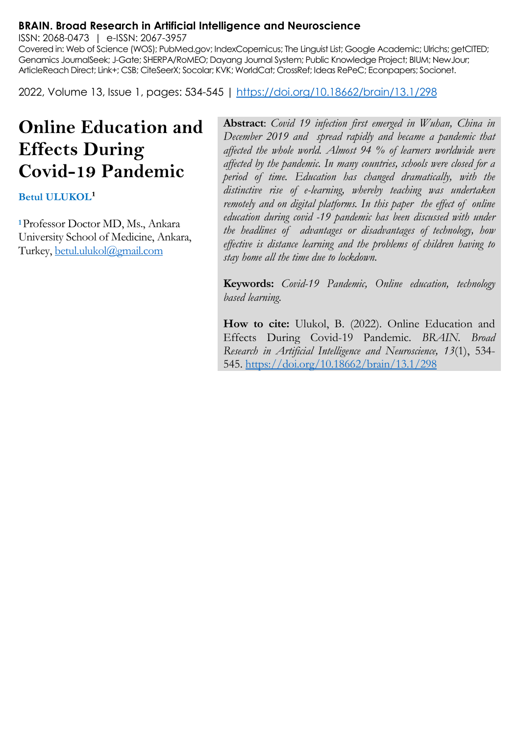**BRAIN. Broad Research in Artificial Intelligence and Neuroscience**

ISSN: 2068-0473 | e-ISSN: 2067-3957

Covered in: Web of Science (WOS); PubMed.gov; IndexCopernicus; The Linguist List; Google Academic; Ulrichs; getCITED; Genamics JournalSeek; J-Gate; SHERPA/RoMEO; Dayang Journal System; Public Knowledge Project; BIUM; NewJour; ArticleReach Direct; Link+; CSB; CiteSeerX; Socolar; KVK; WorldCat; CrossRef; Ideas RePeC; Econpapers; Socionet.

2022, Volume 13, Issue 1, pages: 534-545 | https://doi.org/10.18662/brain/13.1/298

# Online Education and Effects During Covid-19 Pandemic

**Betul ULUKOL**[1]

[1] Professor Doctor MD, Ms., Ankara University School of Medicine, Ankara, Turkey, betul.ulukol@gmail.com

**Abstract**: *Covid 19 infection first emerged in Wuhan, China in December 2019 and spread rapidly and became a pandemic that affected the whole world. Almost 94 % of learners worldwide were affected by the pandemic. In many countries, schools were closed for a period of time. Education has changed dramatically, with the distinctive rise of e-learning, whereby teaching was undertaken remotely and on digital platforms. In this paper the effect of online education during covid -19 pandemic has been discussed with under the headlines of advantages or disadvantages of technology, how effective is distance learning and the problems of children having to stay home all the time due to lockdown.*

**Keywords:** *Covid-19 Pandemic, Online education, technology based learning.*

**How to cite:** Ulukol, B. (2022). Online Education and Effects During Covid-19 Pandemic. *BRAIN. Broad Research in Artificial Intelligence and Neuroscience, 13*(1), 534-545. https://doi.org/10.18662/brain/13.1/298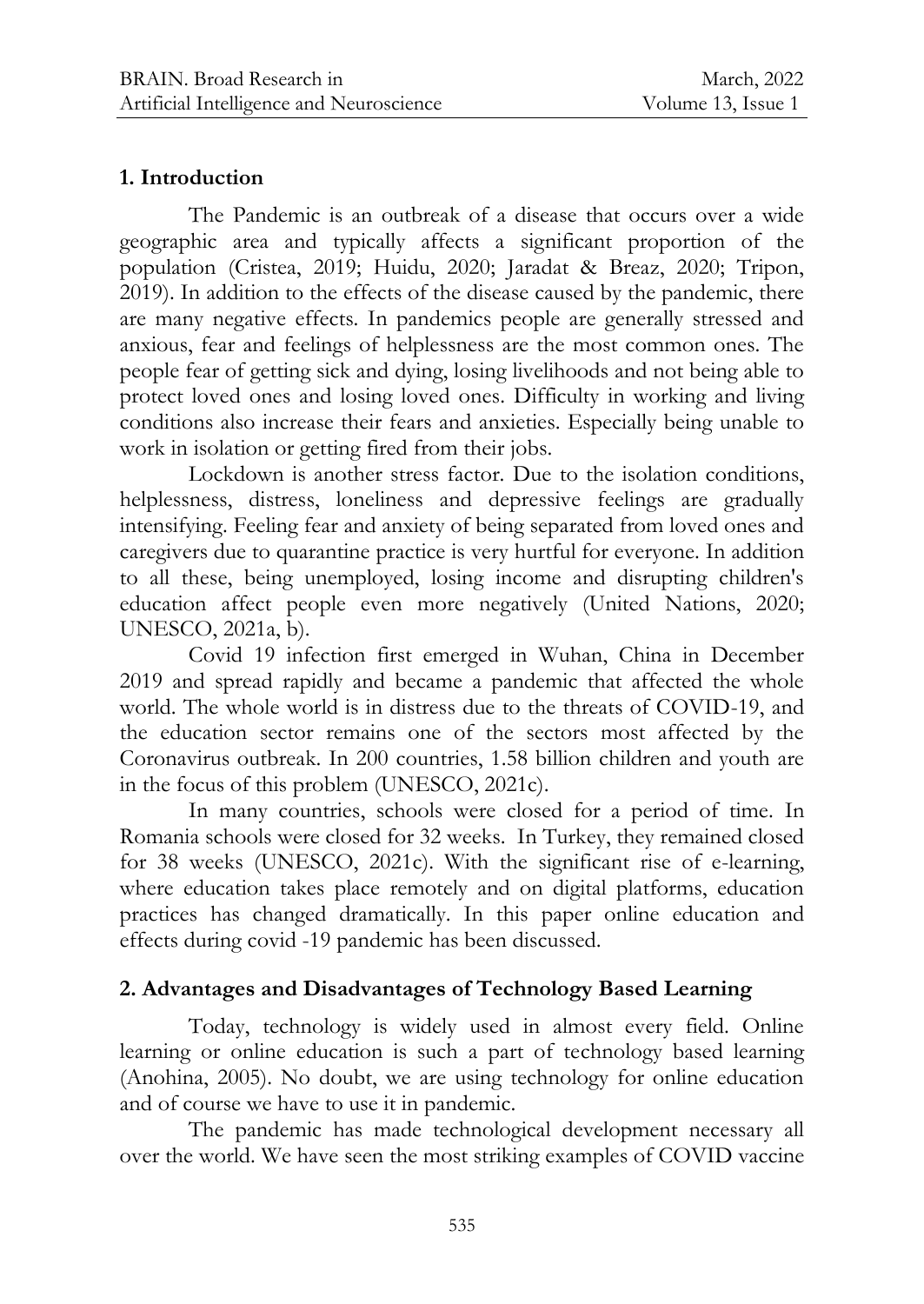## 1. Introduction

The Pandemic is an outbreak of a disease that occurs over a wide geographic area and typically affects a significant proportion of the population (Cristea, 2019; Huidu, 2020; Jaradat & Breaz, 2020; Tripon, 2019). In addition to the effects of the disease caused by the pandemic, there are many negative effects. In pandemics people are generally stressed and anxious, fear and feelings of helplessness are the most common ones. The people fear of getting sick and dying, losing livelihoods and not being able to protect loved ones and losing loved ones. Difficulty in working and living conditions also increase their fears and anxieties. Especially being unable to work in isolation or getting fired from their jobs.

Lockdown is another stress factor. Due to the isolation conditions, helplessness, distress, loneliness and depressive feelings are gradually intensifying. Feeling fear and anxiety of being separated from loved ones and caregivers due to quarantine practice is very hurtful for everyone. In addition to all these, being unemployed, losing income and disrupting children's education affect people even more negatively (United Nations, 2020; UNESCO, 2021a, b).

Covid 19 infection first emerged in Wuhan, China in December 2019 and spread rapidly and became a pandemic that affected the whole world. The whole world is in distress due to the threats of COVID-19, and the education sector remains one of the sectors most affected by the Coronavirus outbreak. In 200 countries, 1.58 billion children and youth are in the focus of this problem (UNESCO, 2021c).

In many countries, schools were closed for a period of time. In Romania schools were closed for 32 weeks. In Turkey, they remained closed for 38 weeks (UNESCO, 2021c). With the significant rise of e-learning, where education takes place remotely and on digital platforms, education practices has changed dramatically. In this paper online education and effects during covid -19 pandemic has been discussed.

## 2. Advantages and Disadvantages of Technology Based Learning

Today, technology is widely used in almost every field. Online learning or online education is such a part of technology based learning (Anohina, 2005). No doubt, we are using technology for online education and of course we have to use it in pandemic.

The pandemic has made technological development necessary all over the world. We have seen the most striking examples of COVID vaccine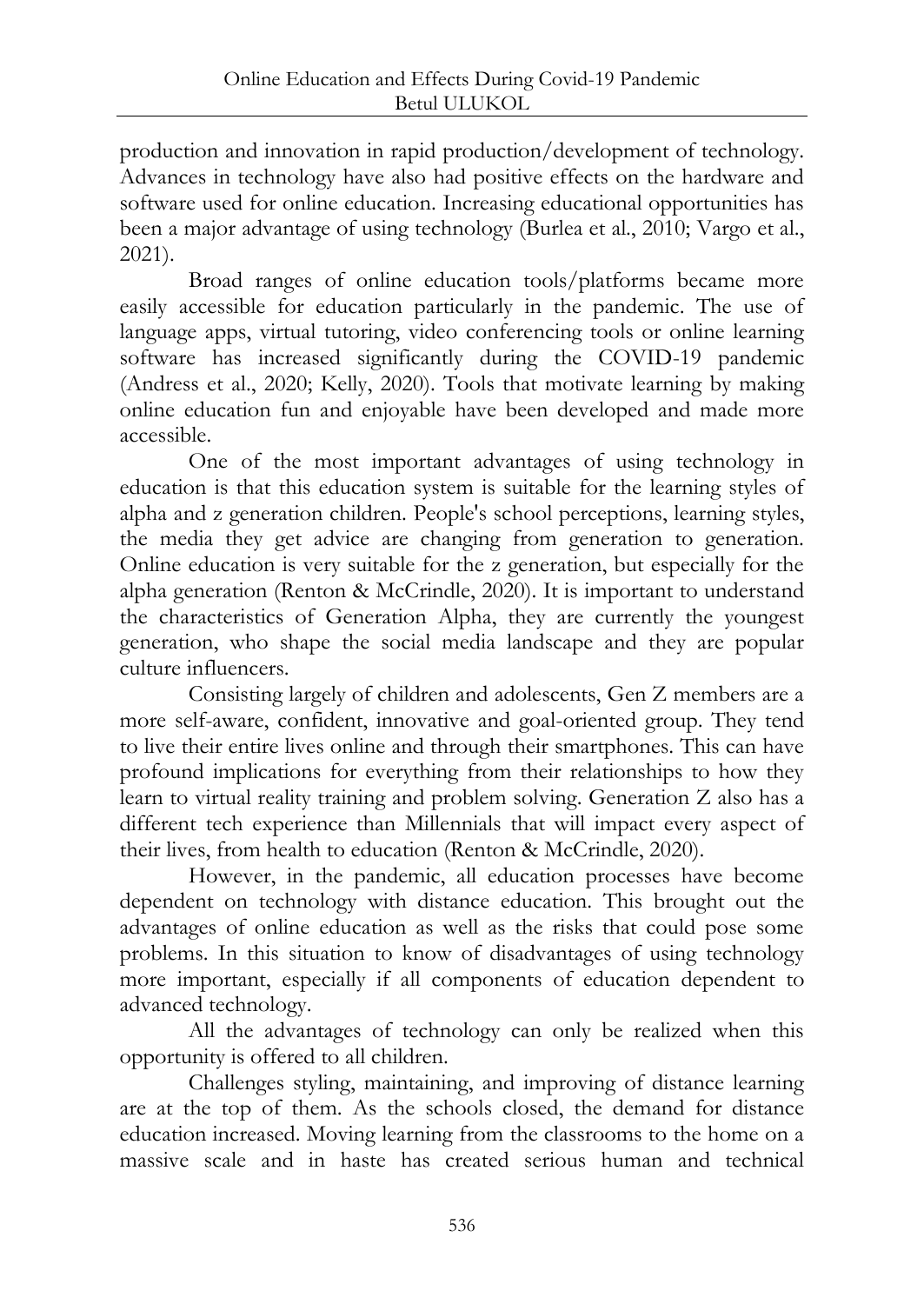production and innovation in rapid production/development of technology. Advances in technology have also had positive effects on the hardware and software used for online education. Increasing educational opportunities has been a major advantage of using technology (Burlea et al., 2010; Vargo et al., 2021).

Broad ranges of online education tools/platforms became more easily accessible for education particularly in the pandemic. The use of language apps, virtual tutoring, video conferencing tools or online learning software has increased significantly during the COVID-19 pandemic (Andress et al., 2020; Kelly, 2020). Tools that motivate learning by making online education fun and enjoyable have been developed and made more accessible.

One of the most important advantages of using technology in education is that this education system is suitable for the learning styles of alpha and z generation children. People's school perceptions, learning styles, the media they get advice are changing from generation to generation. Online education is very suitable for the z generation, but especially for the alpha generation (Renton & McCrindle, 2020). It is important to understand the characteristics of Generation Alpha, they are currently the youngest generation, who shape the social media landscape and they are popular culture influencers.

Consisting largely of children and adolescents, Gen Z members are a more self-aware, confident, innovative and goal-oriented group. They tend to live their entire lives online and through their smartphones. This can have profound implications for everything from their relationships to how they learn to virtual reality training and problem solving. Generation Z also has a different tech experience than Millennials that will impact every aspect of their lives, from health to education (Renton & McCrindle, 2020).

However, in the pandemic, all education processes have become dependent on technology with distance education. This brought out the advantages of online education as well as the risks that could pose some problems. In this situation to know of disadvantages of using technology more important, especially if all components of education dependent to advanced technology.

All the advantages of technology can only be realized when this opportunity is offered to all children.

Challenges styling, maintaining, and improving of distance learning are at the top of them. As the schools closed, the demand for distance education increased. Moving learning from the classrooms to the home on a massive scale and in haste has created serious human and technical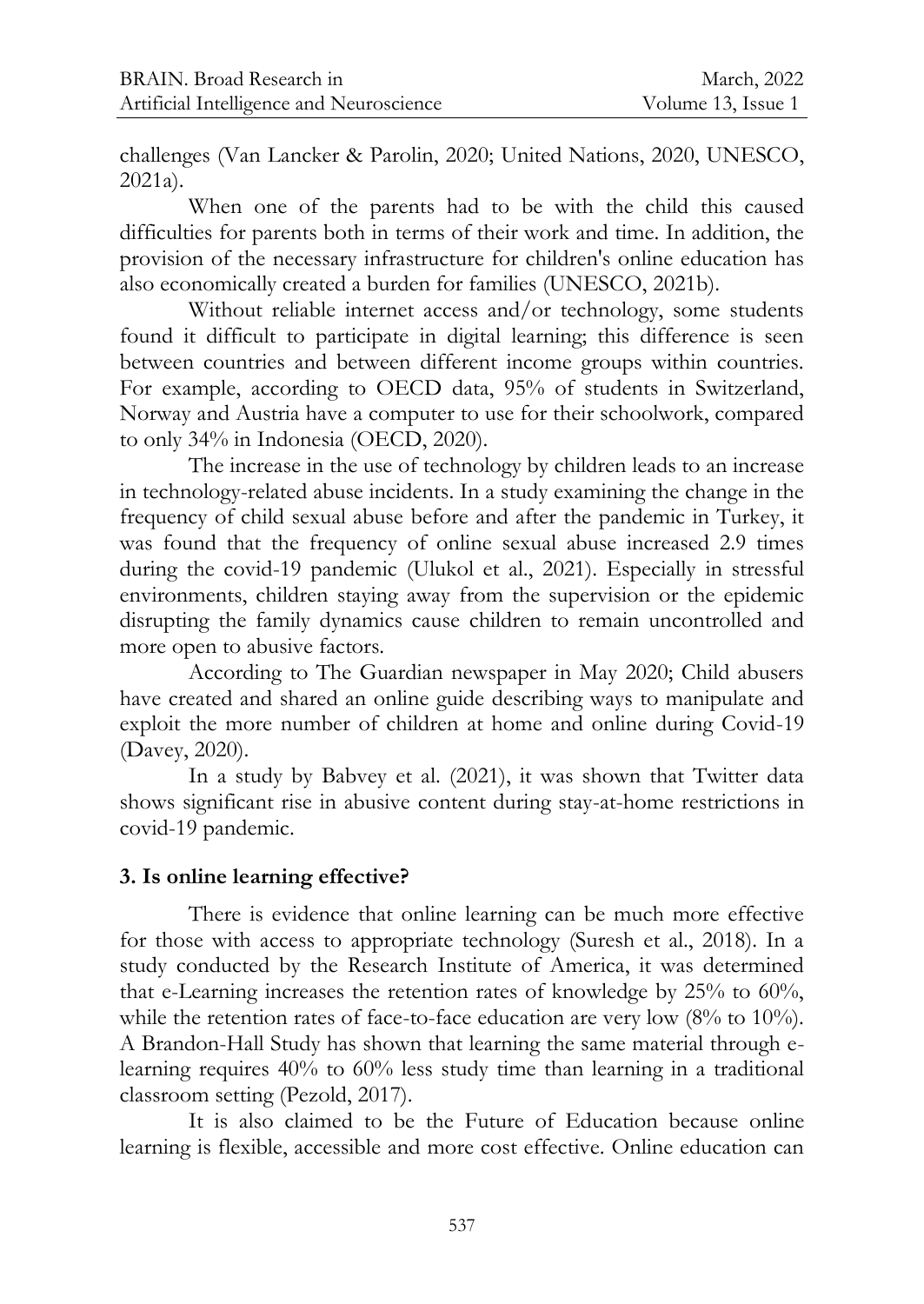challenges (Van Lancker & Parolin, 2020; United Nations, 2020, UNESCO, 2021a).

When one of the parents had to be with the child this caused difficulties for parents both in terms of their work and time. In addition, the provision of the necessary infrastructure for children's online education has also economically created a burden for families (UNESCO, 2021b).

Without reliable internet access and/or technology, some students found it difficult to participate in digital learning; this difference is seen between countries and between different income groups within countries. For example, according to OECD data, 95% of students in Switzerland, Norway and Austria have a computer to use for their schoolwork, compared to only 34% in Indonesia (OECD, 2020).

The increase in the use of technology by children leads to an increase in technology-related abuse incidents. In a study examining the change in the frequency of child sexual abuse before and after the pandemic in Turkey, it was found that the frequency of online sexual abuse increased 2.9 times during the covid-19 pandemic (Ulukol et al., 2021). Especially in stressful environments, children staying away from the supervision or the epidemic disrupting the family dynamics cause children to remain uncontrolled and more open to abusive factors.

According to The Guardian newspaper in May 2020; Child abusers have created and shared an online guide describing ways to manipulate and exploit the more number of children at home and online during Covid-19 (Davey, 2020).

In a study by Babvey et al. (2021), it was shown that Twitter data shows significant rise in abusive content during stay-at-home restrictions in covid-19 pandemic.

## 3. Is online learning effective?

There is evidence that online learning can be much more effective for those with access to appropriate technology (Suresh et al., 2018). In a study conducted by the Research Institute of America, it was determined that e-Learning increases the retention rates of knowledge by 25% to 60%, while the retention rates of face-to-face education are very low (8% to 10%). A Brandon-Hall Study has shown that learning the same material through e-learning requires 40% to 60% less study time than learning in a traditional classroom setting (Pezold, 2017).

It is also claimed to be the Future of Education because online learning is flexible, accessible and more cost effective. Online education can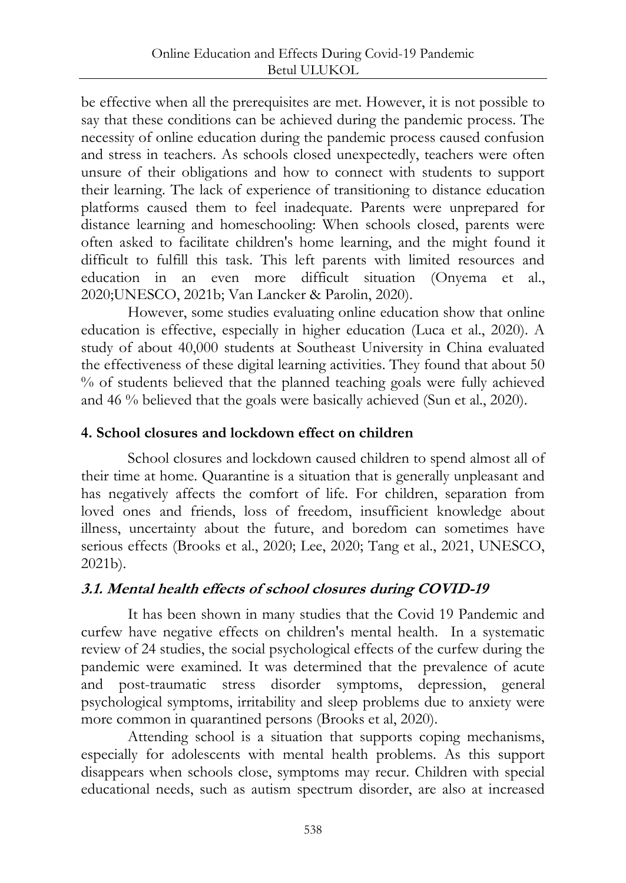be effective when all the prerequisites are met. However, it is not possible to say that these conditions can be achieved during the pandemic process. The necessity of online education during the pandemic process caused confusion and stress in teachers. As schools closed unexpectedly, teachers were often unsure of their obligations and how to connect with students to support their learning. The lack of experience of transitioning to distance education platforms caused them to feel inadequate. Parents were unprepared for distance learning and homeschooling: When schools closed, parents were often asked to facilitate children's home learning, and the might found it difficult to fulfill this task. This left parents with limited resources and education in an even more difficult situation (Onyema et al., 2020;UNESCO, 2021b; Van Lancker & Parolin, 2020).

However, some studies evaluating online education show that online education is effective, especially in higher education (Luca et al., 2020). A study of about 40,000 students at Southeast University in China evaluated the effectiveness of these digital learning activities. They found that about 50 % of students believed that the planned teaching goals were fully achieved and 46 % believed that the goals were basically achieved (Sun et al., 2020).

## 4. School closures and lockdown effect on children

School closures and lockdown caused children to spend almost all of their time at home. Quarantine is a situation that is generally unpleasant and has negatively affects the comfort of life. For children, separation from loved ones and friends, loss of freedom, insufficient knowledge about illness, uncertainty about the future, and boredom can sometimes have serious effects (Brooks et al., 2020; Lee, 2020; Tang et al., 2021, UNESCO, 2021b).

### *3.1. Mental health effects of school closures during COVID-19*

It has been shown in many studies that the Covid 19 Pandemic and curfew have negative effects on children's mental health. In a systematic review of 24 studies, the social psychological effects of the curfew during the pandemic were examined. It was determined that the prevalence of acute and post-traumatic stress disorder symptoms, depression, general psychological symptoms, irritability and sleep problems due to anxiety were more common in quarantined persons (Brooks et al, 2020).

Attending school is a situation that supports coping mechanisms, especially for adolescents with mental health problems. As this support disappears when schools close, symptoms may recur. Children with special educational needs, such as autism spectrum disorder, are also at increased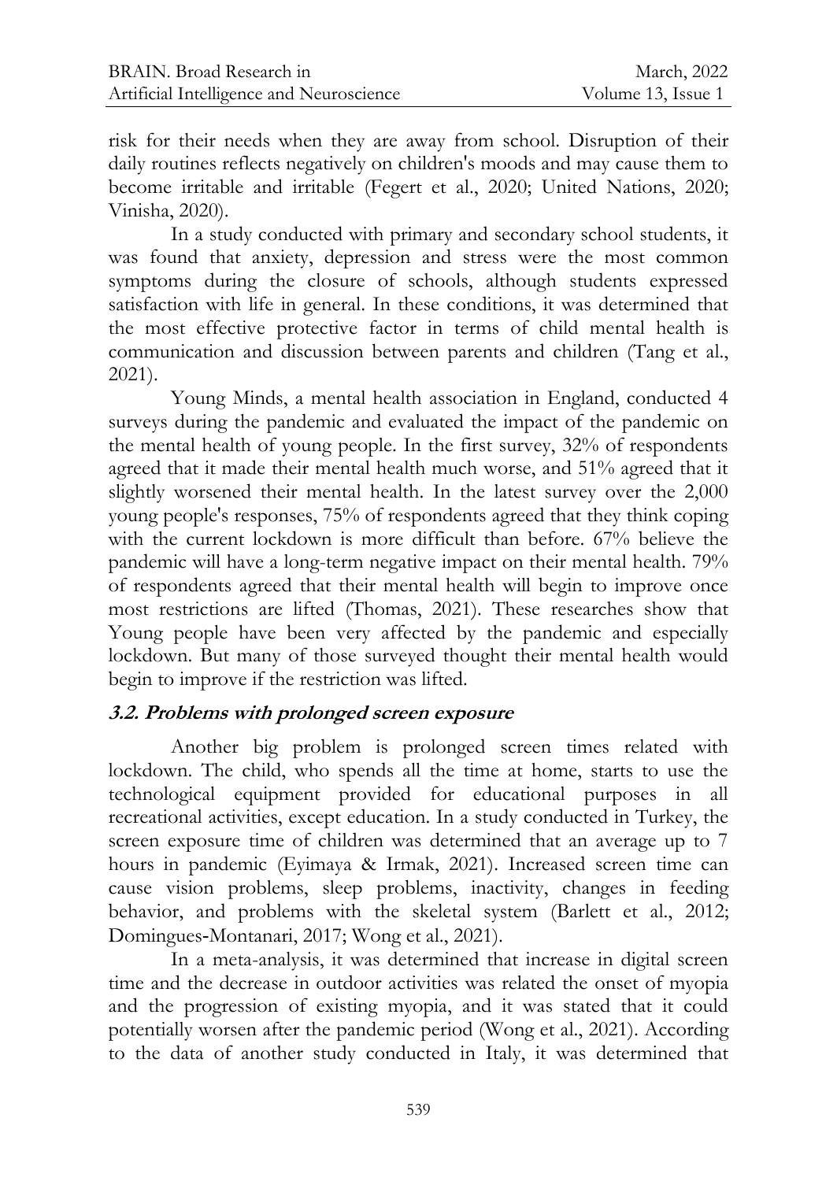risk for their needs when they are away from school. Disruption of their daily routines reflects negatively on children's moods and may cause them to become irritable and irritable (Fegert et al., 2020; United Nations, 2020; Vinisha, 2020).

In a study conducted with primary and secondary school students, it was found that anxiety, depression and stress were the most common symptoms during the closure of schools, although students expressed satisfaction with life in general. In these conditions, it was determined that the most effective protective factor in terms of child mental health is communication and discussion between parents and children (Tang et al., 2021).

Young Minds, a mental health association in England, conducted 4 surveys during the pandemic and evaluated the impact of the pandemic on the mental health of young people. In the first survey, 32% of respondents agreed that it made their mental health much worse, and 51% agreed that it slightly worsened their mental health. In the latest survey over the 2,000 young people's responses, 75% of respondents agreed that they think coping with the current lockdown is more difficult than before. 67% believe the pandemic will have a long-term negative impact on their mental health. 79% of respondents agreed that their mental health will begin to improve once most restrictions are lifted (Thomas, 2021). These researches show that Young people have been very affected by the pandemic and especially lockdown. But many of those surveyed thought their mental health would begin to improve if the restriction was lifted.

### 3.2. Problems with prolonged screen exposure

Another big problem is prolonged screen times related with lockdown. The child, who spends all the time at home, starts to use the technological equipment provided for educational purposes in all recreational activities, except education. In a study conducted in Turkey, the screen exposure time of children was determined that an average up to 7 hours in pandemic (Eyimaya & Irmak, 2021). Increased screen time can cause vision problems, sleep problems, inactivity, changes in feeding behavior, and problems with the skeletal system (Barlett et al., 2012; Domingues-Montanari, 2017; Wong et al., 2021).

In a meta-analysis, it was determined that increase in digital screen time and the decrease in outdoor activities was related the onset of myopia and the progression of existing myopia, and it was stated that it could potentially worsen after the pandemic period (Wong et al., 2021). According to the data of another study conducted in Italy, it was determined that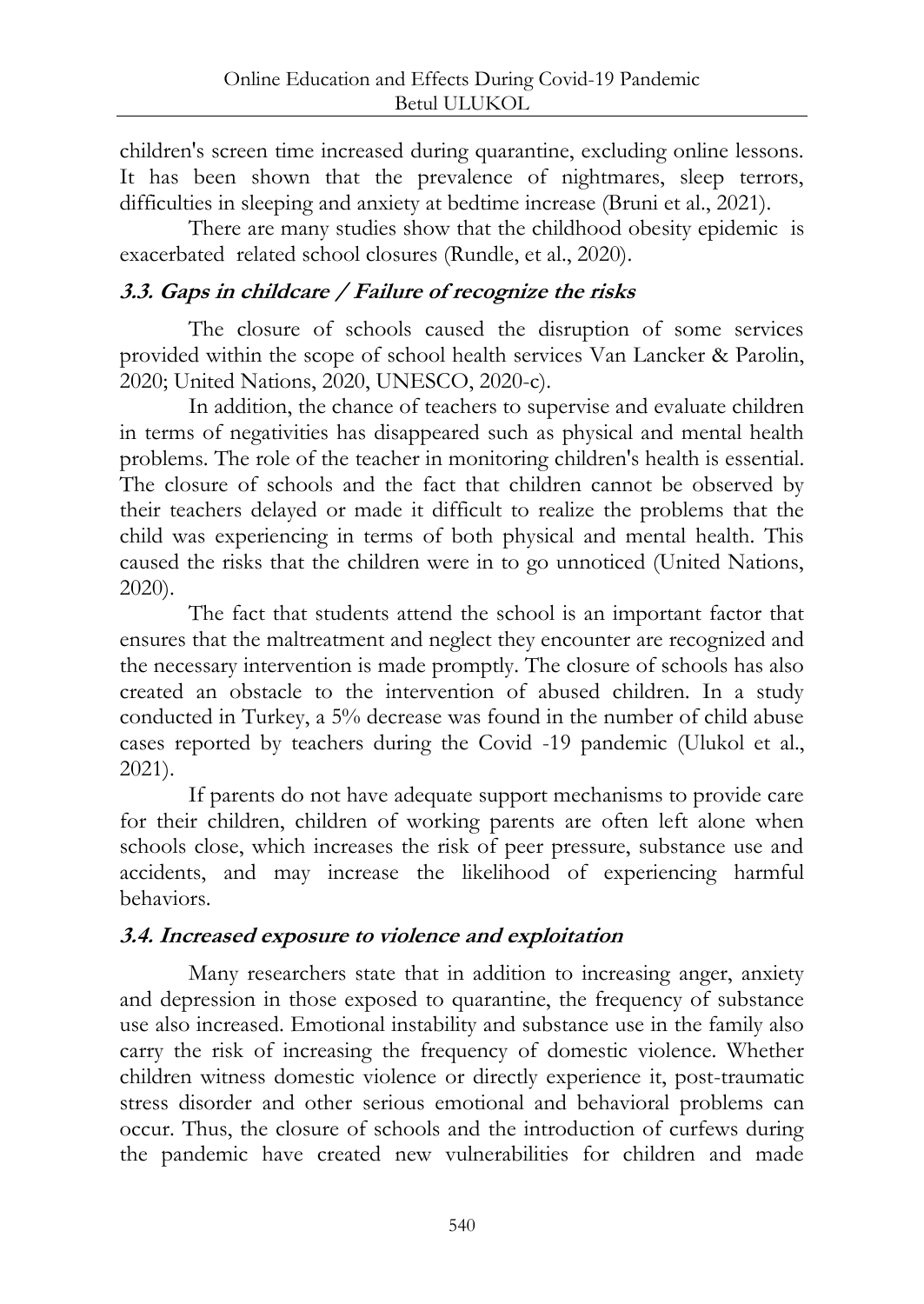children's screen time increased during quarantine, excluding online lessons. It has been shown that the prevalence of nightmares, sleep terrors, difficulties in sleeping and anxiety at bedtime increase (Bruni et al., 2021).

There are many studies show that the childhood obesity epidemic is exacerbated related school closures (Rundle, et al., 2020).

### 3.3. Gaps in childcare / Failure of recognize the risks

The closure of schools caused the disruption of some services provided within the scope of school health services Van Lancker & Parolin, 2020; United Nations, 2020, UNESCO, 2020-c).

In addition, the chance of teachers to supervise and evaluate children in terms of negativities has disappeared such as physical and mental health problems. The role of the teacher in monitoring children's health is essential. The closure of schools and the fact that children cannot be observed by their teachers delayed or made it difficult to realize the problems that the child was experiencing in terms of both physical and mental health. This caused the risks that the children were in to go unnoticed (United Nations, 2020).

The fact that students attend the school is an important factor that ensures that the maltreatment and neglect they encounter are recognized and the necessary intervention is made promptly. The closure of schools has also created an obstacle to the intervention of abused children. In a study conducted in Turkey, a 5% decrease was found in the number of child abuse cases reported by teachers during the Covid -19 pandemic (Ulukol et al., 2021).

If parents do not have adequate support mechanisms to provide care for their children, children of working parents are often left alone when schools close, which increases the risk of peer pressure, substance use and accidents, and may increase the likelihood of experiencing harmful behaviors.

### 3.4. Increased exposure to violence and exploitation

Many researchers state that in addition to increasing anger, anxiety and depression in those exposed to quarantine, the frequency of substance use also increased. Emotional instability and substance use in the family also carry the risk of increasing the frequency of domestic violence. Whether children witness domestic violence or directly experience it, post-traumatic stress disorder and other serious emotional and behavioral problems can occur. Thus, the closure of schools and the introduction of curfews during the pandemic have created new vulnerabilities for children and made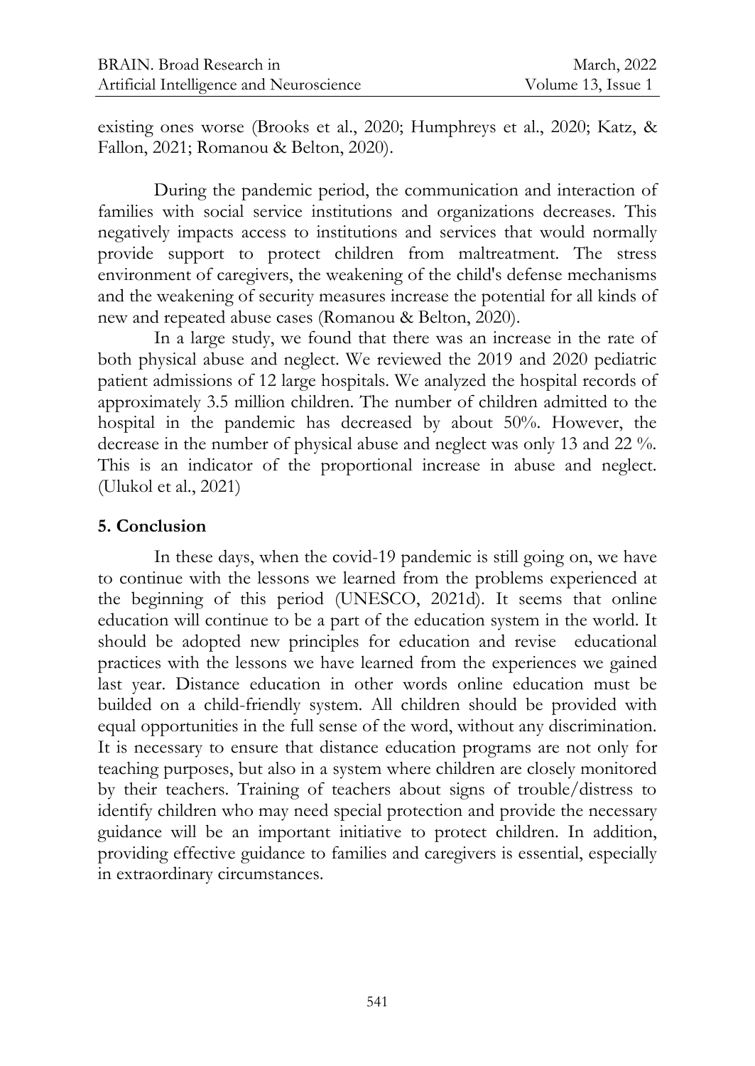existing ones worse (Brooks et al., 2020; Humphreys et al., 2020; Katz, & Fallon, 2021; Romanou & Belton, 2020).

During the pandemic period, the communication and interaction of families with social service institutions and organizations decreases. This negatively impacts access to institutions and services that would normally provide support to protect children from maltreatment. The stress environment of caregivers, the weakening of the child's defense mechanisms and the weakening of security measures increase the potential for all kinds of new and repeated abuse cases (Romanou & Belton, 2020).

In a large study, we found that there was an increase in the rate of both physical abuse and neglect. We reviewed the 2019 and 2020 pediatric patient admissions of 12 large hospitals. We analyzed the hospital records of approximately 3.5 million children. The number of children admitted to the hospital in the pandemic has decreased by about 50%. However, the decrease in the number of physical abuse and neglect was only 13 and 22 %. This is an indicator of the proportional increase in abuse and neglect. (Ulukol et al., 2021)

## 5. Conclusion

In these days, when the covid-19 pandemic is still going on, we have to continue with the lessons we learned from the problems experienced at the beginning of this period (UNESCO, 2021d). It seems that online education will continue to be a part of the education system in the world. It should be adopted new principles for education and revise educational practices with the lessons we have learned from the experiences we gained last year. Distance education in other words online education must be builded on a child-friendly system. All children should be provided with equal opportunities in the full sense of the word, without any discrimination. It is necessary to ensure that distance education programs are not only for teaching purposes, but also in a system where children are closely monitored by their teachers. Training of teachers about signs of trouble/distress to identify children who may need special protection and provide the necessary guidance will be an important initiative to protect children. In addition, providing effective guidance to families and caregivers is essential, especially in extraordinary circumstances.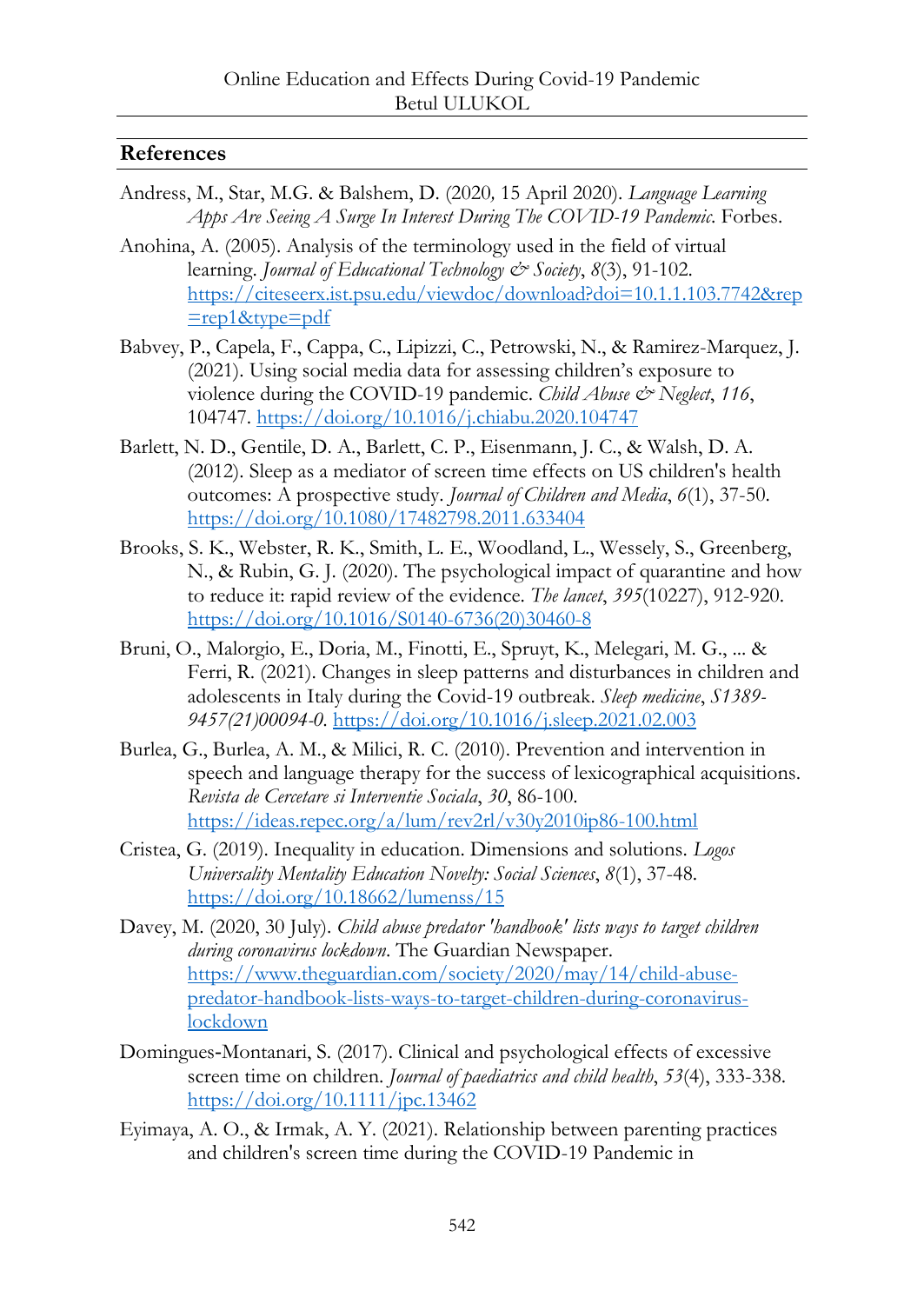## References

Andress, M., Star, M.G. & Balshem, D. (2020*,* 15 April 2020). *Language Learning Apps Are Seeing A Surge In Interest During The COVID-19 Pandemic*. Forbes.

Anohina, A. (2005). Analysis of the terminology used in the field of virtual learning. *Journal of Educational Technology & Society*, *8*(3), 91-102. https://citeseerx.ist.psu.edu/viewdoc/download?doi=10.1.1.103.7742&rep=rep1&type=pdf

Babvey, P., Capela, F., Cappa, C., Lipizzi, C., Petrowski, N., & Ramirez-Marquez, J. (2021). Using social media data for assessing children's exposure to violence during the COVID-19 pandemic. *Child Abuse & Neglect*, *116*, 104747. https://doi.org/10.1016/j.chiabu.2020.104747

Barlett, N. D., Gentile, D. A., Barlett, C. P., Eisenmann, J. C., & Walsh, D. A. (2012). Sleep as a mediator of screen time effects on US children's health outcomes: A prospective study. *Journal of Children and Media*, *6*(1), 37-50. https://doi.org/10.1080/17482798.2011.633404

Brooks, S. K., Webster, R. K., Smith, L. E., Woodland, L., Wessely, S., Greenberg, N., & Rubin, G. J. (2020). The psychological impact of quarantine and how to reduce it: rapid review of the evidence. *The lancet*, *395*(10227), 912-920. https://doi.org/10.1016/S0140-6736(20)30460-8

Bruni, O., Malorgio, E., Doria, M., Finotti, E., Spruyt, K., Melegari, M. G., ... & Ferri, R. (2021). Changes in sleep patterns and disturbances in children and adolescents in Italy during the Covid-19 outbreak. *Sleep medicine*, *S1389-9457(21)00094-0*. https://doi.org/10.1016/j.sleep.2021.02.003

Burlea, G., Burlea, A. M., & Milici, R. C. (2010). Prevention and intervention in speech and language therapy for the success of lexicographical acquisitions. *Revista de Cercetare si Interventie Sociala*, *30*, 86-100. https://ideas.repec.org/a/lum/rev2rl/v30y2010ip86-100.html

Cristea, G. (2019). Inequality in education. Dimensions and solutions. *Logos Universality Mentality Education Novelty: Social Sciences*, *8*(1), 37-48. https://doi.org/10.18662/lumenss/15

Davey, M. (2020, 30 July). *Child abuse predator 'handbook' lists ways to target children during coronavirus lockdown*. The Guardian Newspaper. https://www.theguardian.com/society/2020/may/14/child-abuse-predator-handbook-lists-ways-to-target-children-during-coronavirus-lockdown

Domingues-Montanari, S. (2017). Clinical and psychological effects of excessive screen time on children. *Journal of paediatrics and child health*, *53*(4), 333-338. https://doi.org/10.1111/jpc.13462

Eyimaya, A. O., & Irmak, A. Y. (2021). Relationship between parenting practices and children's screen time during the COVID-19 Pandemic in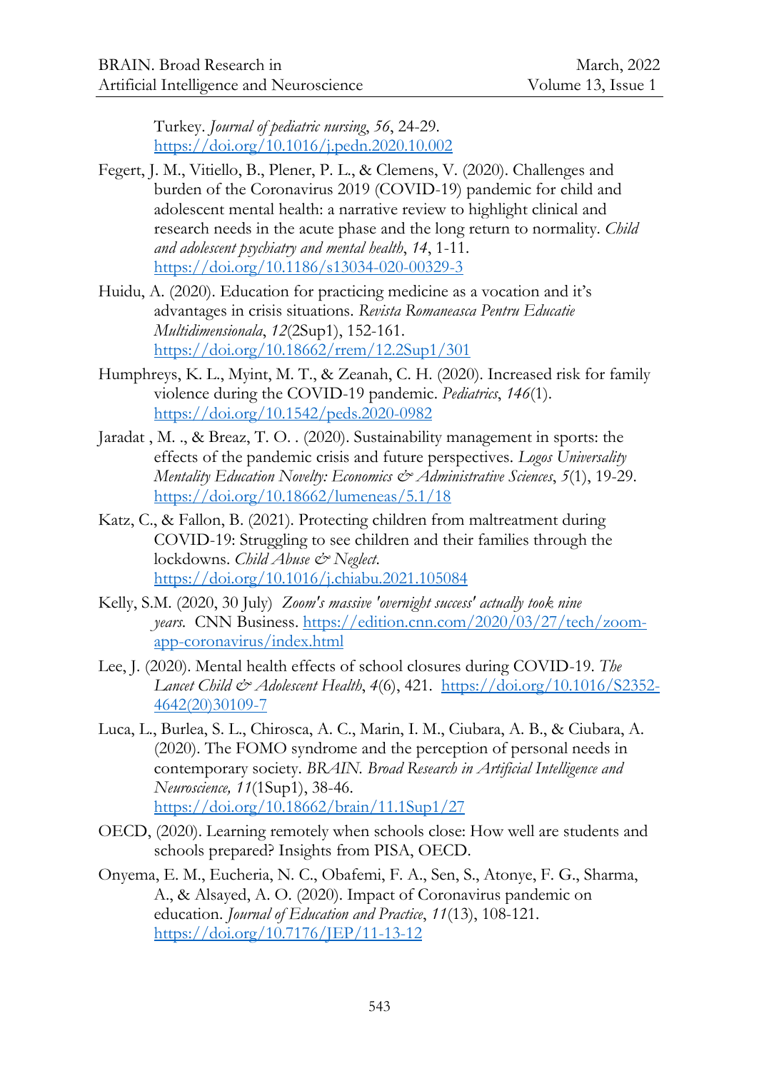Turkey. *Journal of pediatric nursing*, *56*, 24-29. https://doi.org/10.1016/j.pedn.2020.10.002

Fegert, J. M., Vitiello, B., Plener, P. L., & Clemens, V. (2020). Challenges and burden of the Coronavirus 2019 (COVID-19) pandemic for child and adolescent mental health: a narrative review to highlight clinical and research needs in the acute phase and the long return to normality. *Child and adolescent psychiatry and mental health*, *14*, 1-11. https://doi.org/10.1186/s13034-020-00329-3

Huidu, A. (2020). Education for practicing medicine as a vocation and it's advantages in crisis situations. *Revista Romaneasca Pentru Educatie Multidimensionala*, *12*(2Sup1), 152-161. https://doi.org/10.18662/rrem/12.2Sup1/301

Humphreys, K. L., Myint, M. T., & Zeanah, C. H. (2020). Increased risk for family violence during the COVID-19 pandemic. *Pediatrics*, *146*(1). https://doi.org/10.1542/peds.2020-0982

Jaradat , M. ., & Breaz, T. O. . (2020). Sustainability management in sports: the effects of the pandemic crisis and future perspectives. *Logos Universality Mentality Education Novelty: Economics & Administrative Sciences*, *5*(1), 19-29. https://doi.org/10.18662/lumeneas/5.1/18

Katz, C., & Fallon, B. (2021). Protecting children from maltreatment during COVID-19: Struggling to see children and their families through the lockdowns. *Child Abuse & Neglect*. https://doi.org/10.1016/j.chiabu.2021.105084

Kelly, S.M. (2020, 30 July) *Zoom's massive 'overnight success' actually took nine years.* CNN Business. https://edition.cnn.com/2020/03/27/tech/zoom-app-coronavirus/index.html

Lee, J. (2020). Mental health effects of school closures during COVID-19. *The Lancet Child & Adolescent Health*, *4*(6), 421. https://doi.org/10.1016/S2352-4642(20)30109-7

Luca, L., Burlea, S. L., Chirosca, A. C., Marin, I. M., Ciubara, A. B., & Ciubara, A. (2020). The FOMO syndrome and the perception of personal needs in contemporary society. *BRAIN. Broad Research in Artificial Intelligence and Neuroscience, 11*(1Sup1), 38-46. https://doi.org/10.18662/brain/11.1Sup1/27

OECD, (2020). Learning remotely when schools close: How well are students and schools prepared? Insights from PISA, OECD.

Onyema, E. M., Eucheria, N. C., Obafemi, F. A., Sen, S., Atonye, F. G., Sharma, A., & Alsayed, A. O. (2020). Impact of Coronavirus pandemic on education. *Journal of Education and Practice*, *11*(13), 108-121. https://doi.org/10.7176/JEP/11-13-12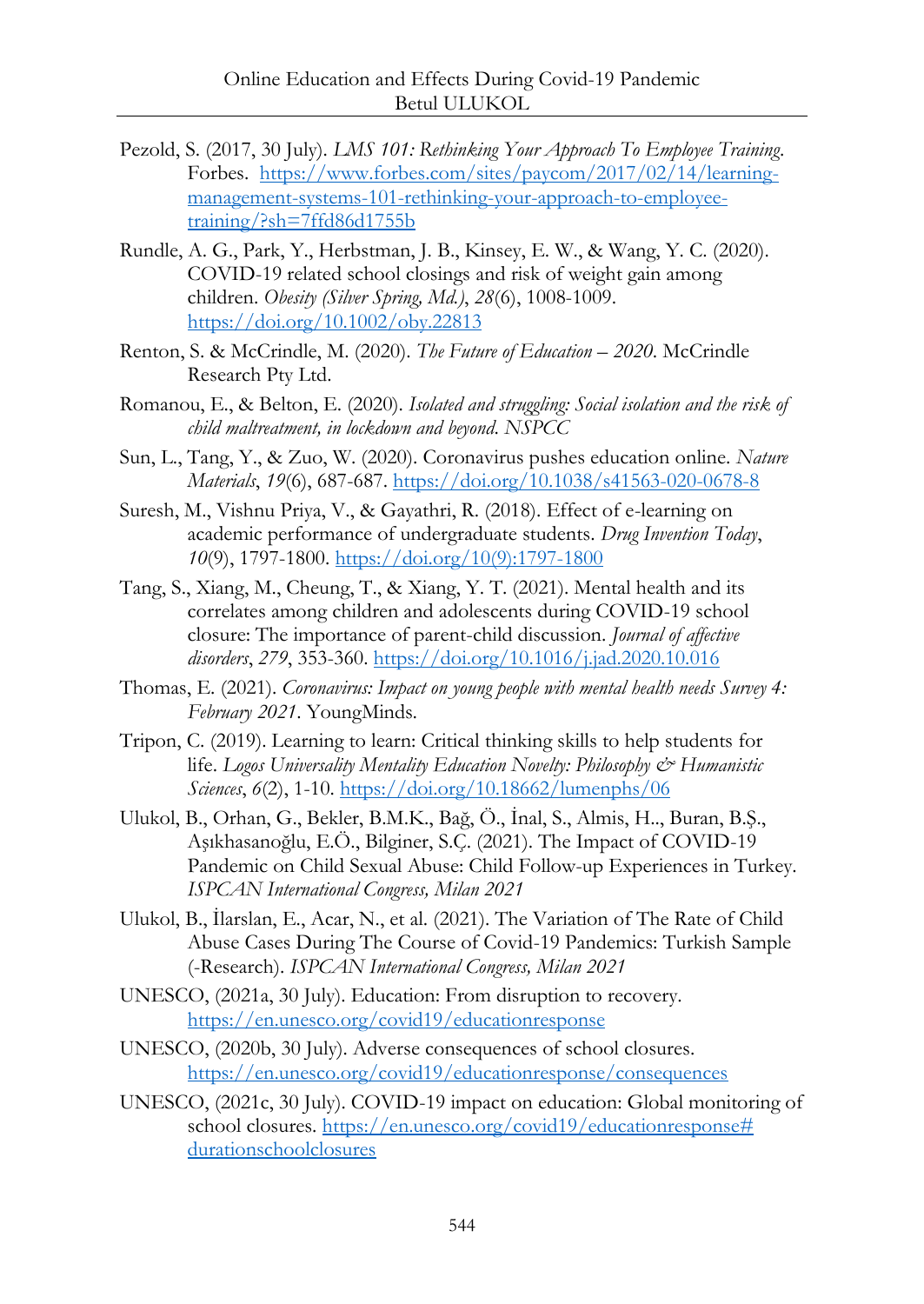Pezold, S. (2017, 30 July). *LMS 101: Rethinking Your Approach To Employee Training.* Forbes. https://www.forbes.com/sites/paycom/2017/02/14/learning-management-systems-101-rethinking-your-approach-to-employee-training/?sh=7ffd86d1755b

Rundle, A. G., Park, Y., Herbstman, J. B., Kinsey, E. W., & Wang, Y. C. (2020). COVID-19 related school closings and risk of weight gain among children. *Obesity (Silver Spring, Md.)*, *28*(6), 1008-1009. https://doi.org/10.1002/oby.22813

Renton, S. & McCrindle, M. (2020). *The Future of Education – 2020*. McCrindle Research Pty Ltd.

Romanou, E., & Belton, E. (2020). *Isolated and struggling: Social isolation and the risk of child maltreatment, in lockdown and beyond. NSPCC*

Sun, L., Tang, Y., & Zuo, W. (2020). Coronavirus pushes education online. *Nature Materials*, *19*(6), 687-687. https://doi.org/10.1038/s41563-020-0678-8

Suresh, M., Vishnu Priya, V., & Gayathri, R. (2018). Effect of e-learning on academic performance of undergraduate students. *Drug Invention Today*, *10*(9), 1797-1800. https://doi.org/10(9):1797-1800

Tang, S., Xiang, M., Cheung, T., & Xiang, Y. T. (2021). Mental health and its correlates among children and adolescents during COVID-19 school closure: The importance of parent-child discussion. *Journal of affective disorders*, *279*, 353-360. https://doi.org/10.1016/j.jad.2020.10.016

Thomas, E. (2021). *Coronavirus: Impact on young people with mental health needs Survey 4: February 2021*. YoungMinds.

Tripon, C. (2019). Learning to learn: Critical thinking skills to help students for life. *Logos Universality Mentality Education Novelty: Philosophy & Humanistic Sciences*, *6*(2), 1-10. https://doi.org/10.18662/lumenphs/06

Ulukol, B., Orhan, G., Bekler, B.M.K., Bağ, Ö., İnal, S., Almis, H.., Buran, B.Ş., Aşıkhasanoğlu, E.Ö., Bilginer, S.Ç. (2021). The Impact of COVID-19 Pandemic on Child Sexual Abuse: Child Follow-up Experiences in Turkey. *ISPCAN International Congress, Milan 2021*

Ulukol, B., İlarslan, E., Acar, N., et al. (2021). The Variation of The Rate of Child Abuse Cases During The Course of Covid-19 Pandemics: Turkish Sample (-Research). *ISPCAN International Congress, Milan 2021*

UNESCO, (2021a, 30 July). Education: From disruption to recovery. https://en.unesco.org/covid19/educationresponse

UNESCO, (2020b, 30 July). Adverse consequences of school closures. https://en.unesco.org/covid19/educationresponse/consequences

UNESCO, (2021c, 30 July). COVID-19 impact on education: Global monitoring of school closures. https://en.unesco.org/covid19/educationresponse#durationschoolclosures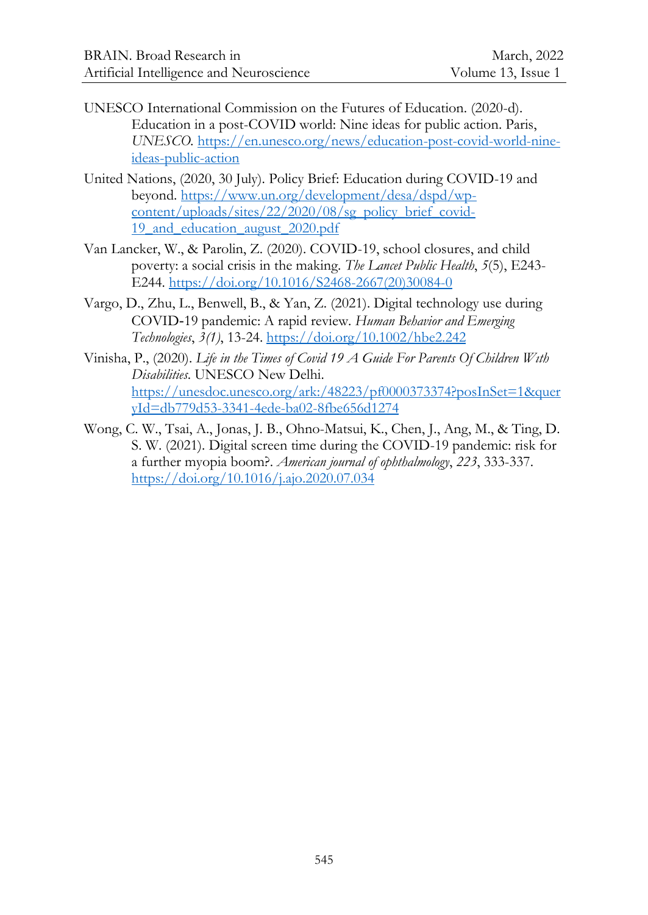UNESCO International Commission on the Futures of Education. (2020-d). Education in a post-COVID world: Nine ideas for public action. Paris, *UNESCO*. https://en.unesco.org/news/education-post-covid-world-nine-ideas-public-action

United Nations, (2020, 30 July). Policy Brief: Education during COVID-19 and beyond. https://www.un.org/development/desa/dspd/wp-content/uploads/sites/22/2020/08/sg_policy_brief_covid-19_and_education_august_2020.pdf

Van Lancker, W., & Parolin, Z. (2020). COVID-19, school closures, and child poverty: a social crisis in the making. *The Lancet Public Health*, *5*(5), E243-E244. https://doi.org/10.1016/S2468-2667(20)30084-0

Vargo, D., Zhu, L., Benwell, B., & Yan, Z. (2021). Digital technology use during COVID-19 pandemic: A rapid review. *Human Behavior and Emerging Technologies*, *3(1)*, 13-24. https://doi.org/10.1002/hbe2.242

Vinisha, P., (2020). *Life in the Times of Covid 19 A Guide For Parents Of Children With Disabilities*. UNESCO New Delhi. https://unesdoc.unesco.org/ark:/48223/pf0000373374?posInSet=1&queryId=db779d53-3341-4ede-ba02-8fbe656d1274

Wong, C. W., Tsai, A., Jonas, J. B., Ohno-Matsui, K., Chen, J., Ang, M., & Ting, D. S. W. (2021). Digital screen time during the COVID-19 pandemic: risk for a further myopia boom?. *American journal of ophthalmology*, *223*, 333-337. https://doi.org/10.1016/j.ajo.2020.07.034